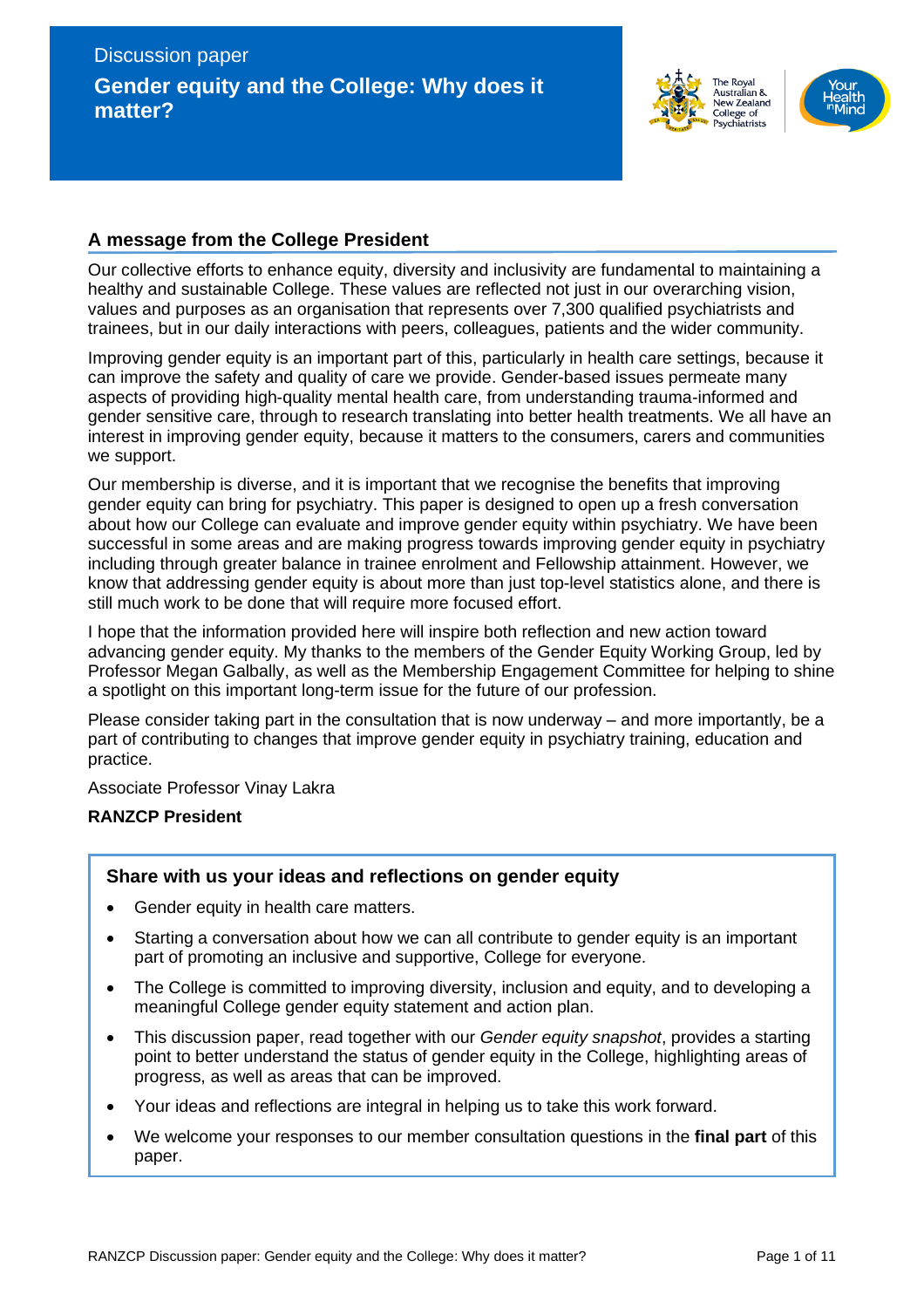Discussion paper

# Gender equity and the College: Why does it matter?

## A message from the College President

Our collective efforts to enhance equity, diversity and inclusivity are fundamental to maintaining a healthy and sustainable College. These values are reflected not just in our overarching vision, values and purposes as an organisation that represents over 7,300 qualified psychiatrists and trainees, but in our daily interactions with peers, colleagues, patients and the wider community.

Improving gender equity is an important part of this, particularly in health care settings, because it can improve the safety and quality of care we provide. Gender-based issues permeate many aspects of providing high-quality mental health care, from understanding trauma-informed and gender sensitive care, through to research translating into better health treatments. We all have an interest in improving gender equity, because it matters to the consumers, carers and communities we support.

Our membership is diverse, and it is important that we recognise the benefits that improving gender equity can bring for psychiatry. This paper is designed to open up a fresh conversation about how our College can evaluate and improve gender equity within psychiatry. We have been successful in some areas and are making progress towards improving gender equity in psychiatry including through greater balance in trainee enrolment and Fellowship attainment. However, we know that addressing gender equity is about more than just top-level statistics alone, and there is still much work to be done that will require more focused effort.

I hope that the information provided here will inspire both reflection and new action toward advancing gender equity. My thanks to the members of the Gender Equity Working Group, led by Professor Megan Galbally, as well as the Membership Engagement Committee for helping to shine a spotlight on this important long-term issue for the future of our profession.

Please consider taking part in the consultation that is now underway – and more importantly, be a part of contributing to changes that improve gender equity in psychiatry training, education and practice.

Associate Professor Vinay Lakra

**RANZCP President**

### Share with us your ideas and reflections on gender equity

- Gender equity in health care matters.
- Starting a conversation about how we can all contribute to gender equity is an important part of promoting an inclusive and supportive, College for everyone.
- The College is committed to improving diversity, inclusion and equity, and to developing a meaningful College gender equity statement and action plan.
- This discussion paper, read together with our *Gender equity snapshot*, provides a starting point to better understand the status of gender equity in the College, highlighting areas of progress, as well as areas that can be improved.
- Your ideas and reflections are integral in helping us to take this work forward.
- We welcome your responses to our member consultation questions in the **final part** of this paper.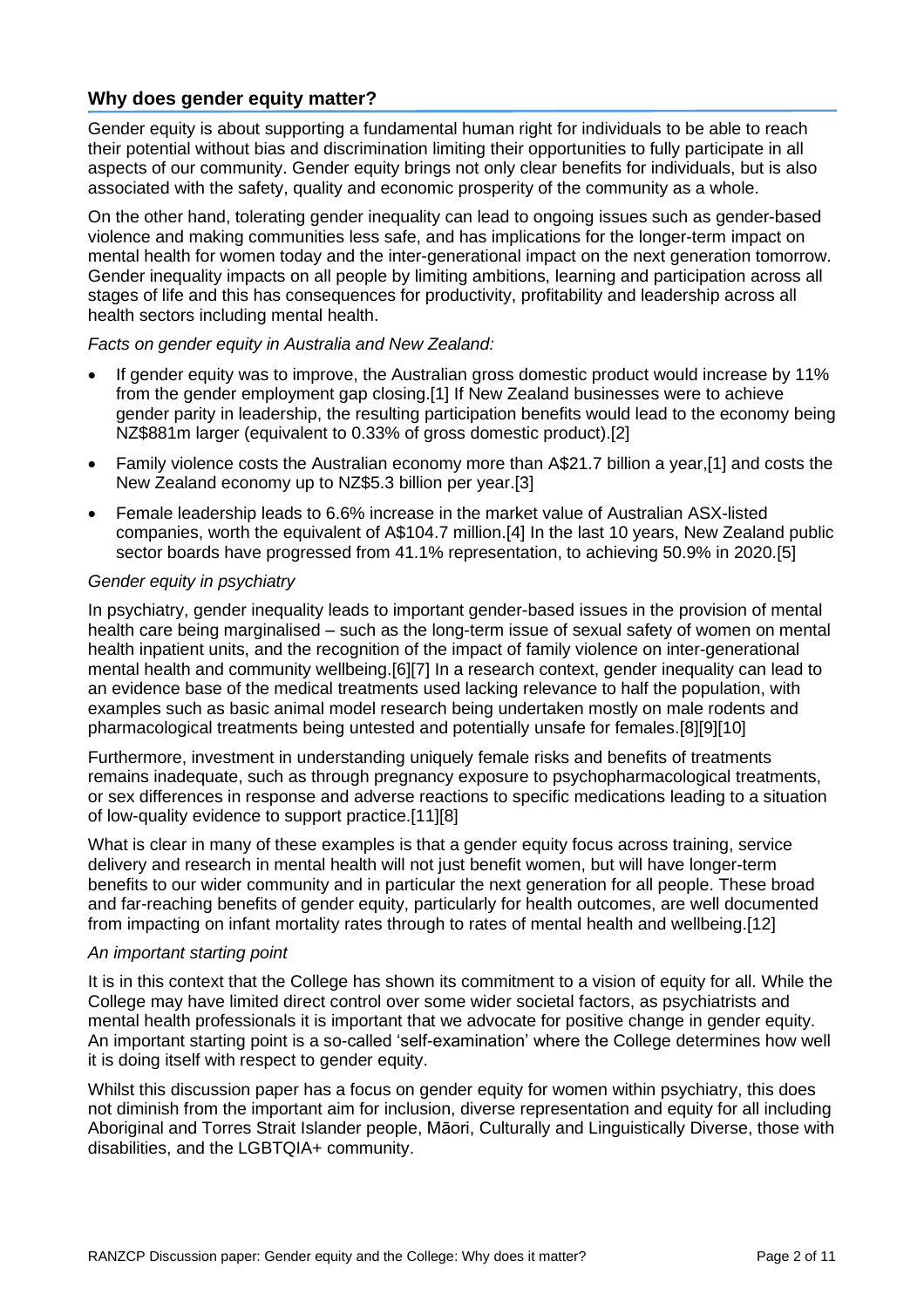## Why does gender equity matter?

Gender equity is about supporting a fundamental human right for individuals to be able to reach their potential without bias and discrimination limiting their opportunities to fully participate in all aspects of our community. Gender equity brings not only clear benefits for individuals, but is also associated with the safety, quality and economic prosperity of the community as a whole.

On the other hand, tolerating gender inequality can lead to ongoing issues such as gender-based violence and making communities less safe, and has implications for the longer-term impact on mental health for women today and the inter-generational impact on the next generation tomorrow. Gender inequality impacts on all people by limiting ambitions, learning and participation across all stages of life and this has consequences for productivity, profitability and leadership across all health sectors including mental health.

*Facts on gender equity in Australia and New Zealand:*

- If gender equity was to improve, the Australian gross domestic product would increase by 11% from the gender employment gap closing.[1] If New Zealand businesses were to achieve gender parity in leadership, the resulting participation benefits would lead to the economy being NZ$881m larger (equivalent to 0.33% of gross domestic product).[2]
- Family violence costs the Australian economy more than A$21.7 billion a year,[1] and costs the New Zealand economy up to NZ$5.3 billion per year.[3]
- Female leadership leads to 6.6% increase in the market value of Australian ASX-listed companies, worth the equivalent of A$104.7 million.[4] In the last 10 years, New Zealand public sector boards have progressed from 41.1% representation, to achieving 50.9% in 2020.[5]

*Gender equity in psychiatry*

In psychiatry, gender inequality leads to important gender-based issues in the provision of mental health care being marginalised – such as the long-term issue of sexual safety of women on mental health inpatient units, and the recognition of the impact of family violence on inter-generational mental health and community wellbeing.[6][7] In a research context, gender inequality can lead to an evidence base of the medical treatments used lacking relevance to half the population, with examples such as basic animal model research being undertaken mostly on male rodents and pharmacological treatments being untested and potentially unsafe for females.[8][9][10]

Furthermore, investment in understanding uniquely female risks and benefits of treatments remains inadequate, such as through pregnancy exposure to psychopharmacological treatments, or sex differences in response and adverse reactions to specific medications leading to a situation of low-quality evidence to support practice.[11][8]

What is clear in many of these examples is that a gender equity focus across training, service delivery and research in mental health will not just benefit women, but will have longer-term benefits to our wider community and in particular the next generation for all people. These broad and far-reaching benefits of gender equity, particularly for health outcomes, are well documented from impacting on infant mortality rates through to rates of mental health and wellbeing.[12]

*An important starting point*

It is in this context that the College has shown its commitment to a vision of equity for all. While the College may have limited direct control over some wider societal factors, as psychiatrists and mental health professionals it is important that we advocate for positive change in gender equity. An important starting point is a so-called 'self-examination' where the College determines how well it is doing itself with respect to gender equity.

Whilst this discussion paper has a focus on gender equity for women within psychiatry, this does not diminish from the important aim for inclusion, diverse representation and equity for all including Aboriginal and Torres Strait Islander people, Māori, Culturally and Linguistically Diverse, those with disabilities, and the LGBTQIA+ community.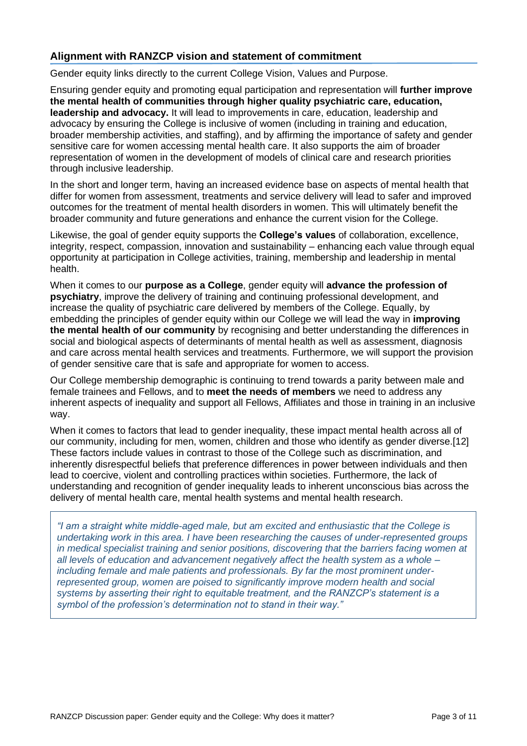## Alignment with RANZCP vision and statement of commitment

Gender equity links directly to the current College Vision, Values and Purpose.

Ensuring gender equity and promoting equal participation and representation will **further improve the mental health of communities through higher quality psychiatric care, education, leadership and advocacy.** It will lead to improvements in care, education, leadership and advocacy by ensuring the College is inclusive of women (including in training and education, broader membership activities, and staffing), and by affirming the importance of safety and gender sensitive care for women accessing mental health care. It also supports the aim of broader representation of women in the development of models of clinical care and research priorities through inclusive leadership.

In the short and longer term, having an increased evidence base on aspects of mental health that differ for women from assessment, treatments and service delivery will lead to safer and improved outcomes for the treatment of mental health disorders in women. This will ultimately benefit the broader community and future generations and enhance the current vision for the College.

Likewise, the goal of gender equity supports the **College's values** of collaboration, excellence, integrity, respect, compassion, innovation and sustainability – enhancing each value through equal opportunity at participation in College activities, training, membership and leadership in mental health.

When it comes to our **purpose as a College**, gender equity will **advance the profession of psychiatry**, improve the delivery of training and continuing professional development, and increase the quality of psychiatric care delivered by members of the College. Equally, by embedding the principles of gender equity within our College we will lead the way in **improving the mental health of our community** by recognising and better understanding the differences in social and biological aspects of determinants of mental health as well as assessment, diagnosis and care across mental health services and treatments. Furthermore, we will support the provision of gender sensitive care that is safe and appropriate for women to access.

Our College membership demographic is continuing to trend towards a parity between male and female trainees and Fellows, and to **meet the needs of members** we need to address any inherent aspects of inequality and support all Fellows, Affiliates and those in training in an inclusive way.

When it comes to factors that lead to gender inequality, these impact mental health across all of our community, including for men, women, children and those who identify as gender diverse.[12] These factors include values in contrast to those of the College such as discrimination, and inherently disrespectful beliefs that preference differences in power between individuals and then lead to coercive, violent and controlling practices within societies. Furthermore, the lack of understanding and recognition of gender inequality leads to inherent unconscious bias across the delivery of mental health care, mental health systems and mental health research.

> *"I am a straight white middle-aged male, but am excited and enthusiastic that the College is undertaking work in this area. I have been researching the causes of under-represented groups in medical specialist training and senior positions, discovering that the barriers facing women at all levels of education and advancement negatively affect the health system as a whole – including female and male patients and professionals. By far the most prominent under-represented group, women are poised to significantly improve modern health and social systems by asserting their right to equitable treatment, and the RANZCP's statement is a symbol of the profession's determination not to stand in their way."*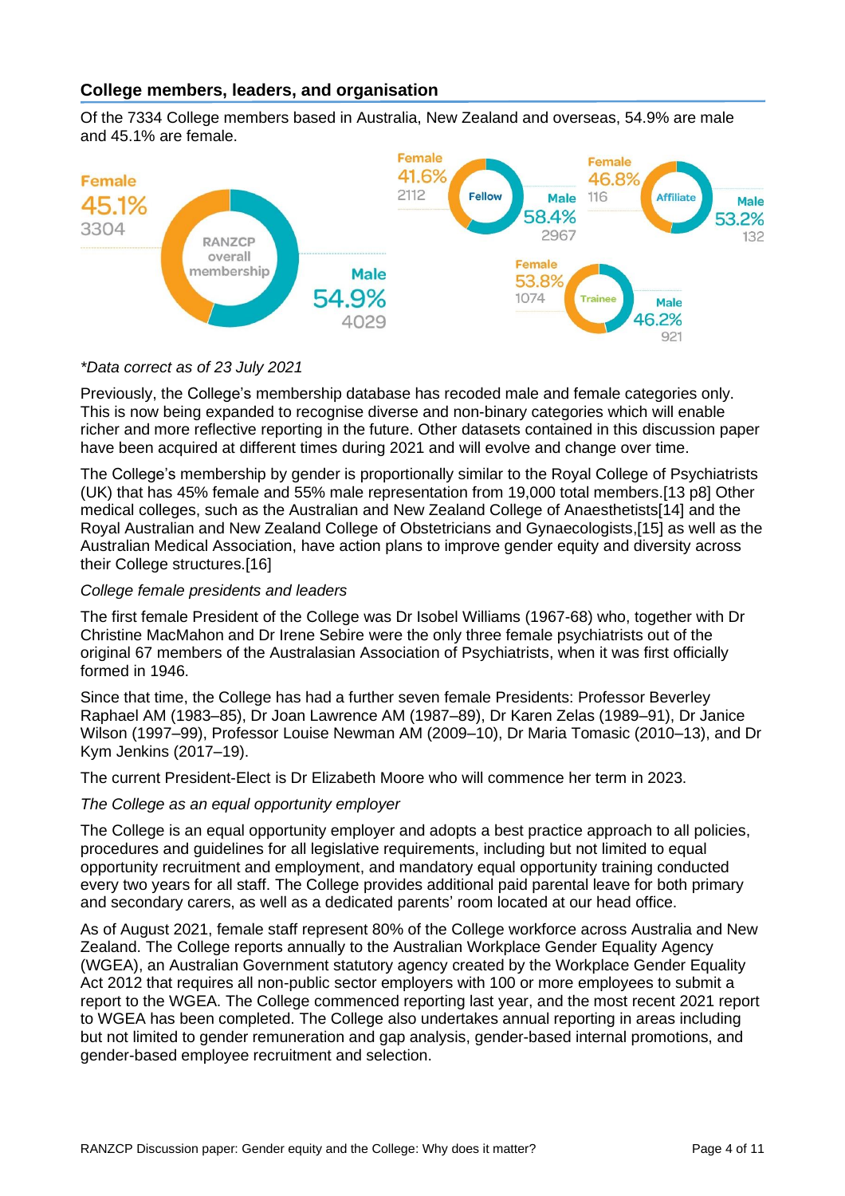## College members, leaders, and organisation

Of the 7334 College members based in Australia, New Zealand and overseas, 54.9% are male and 45.1% are female.

Female
45.1%
3304

RANZCP overall membership

Male
54.9%
4029

Female
41.6%
2112

Fellow

Male
58.4%
2967

Female
46.8%
116

Affiliate

Male
53.2%
132

Female
53.8%
1074

Trainee

Male
46.2%
921

*\*Data correct as of 23 July 2021*

Previously, the College's membership database has recoded male and female categories only. This is now being expanded to recognise diverse and non-binary categories which will enable richer and more reflective reporting in the future. Other datasets contained in this discussion paper have been acquired at different times during 2021 and will evolve and change over time.

The College's membership by gender is proportionally similar to the Royal College of Psychiatrists (UK) that has 45% female and 55% male representation from 19,000 total members.[13 p8] Other medical colleges, such as the Australian and New Zealand College of Anaesthetists[14] and the Royal Australian and New Zealand College of Obstetricians and Gynaecologists,[15] as well as the Australian Medical Association, have action plans to improve gender equity and diversity across their College structures.[16]

*College female presidents and leaders*

The first female President of the College was Dr Isobel Williams (1967-68) who, together with Dr Christine MacMahon and Dr Irene Sebire were the only three female psychiatrists out of the original 67 members of the Australasian Association of Psychiatrists, when it was first officially formed in 1946.

Since that time, the College has had a further seven female Presidents: Professor Beverley Raphael AM (1983–85), Dr Joan Lawrence AM (1987–89), Dr Karen Zelas (1989–91), Dr Janice Wilson (1997–99), Professor Louise Newman AM (2009–10), Dr Maria Tomasic (2010–13), and Dr Kym Jenkins (2017–19).

The current President-Elect is Dr Elizabeth Moore who will commence her term in 2023.

*The College as an equal opportunity employer*

The College is an equal opportunity employer and adopts a best practice approach to all policies, procedures and guidelines for all legislative requirements, including but not limited to equal opportunity recruitment and employment, and mandatory equal opportunity training conducted every two years for all staff. The College provides additional paid parental leave for both primary and secondary carers, as well as a dedicated parents' room located at our head office.

As of August 2021, female staff represent 80% of the College workforce across Australia and New Zealand. The College reports annually to the Australian Workplace Gender Equality Agency (WGEA), an Australian Government statutory agency created by the Workplace Gender Equality Act 2012 that requires all non-public sector employers with 100 or more employees to submit a report to the WGEA. The College commenced reporting last year, and the most recent 2021 report to WGEA has been completed. The College also undertakes annual reporting in areas including but not limited to gender remuneration and gap analysis, gender-based internal promotions, and gender-based employee recruitment and selection.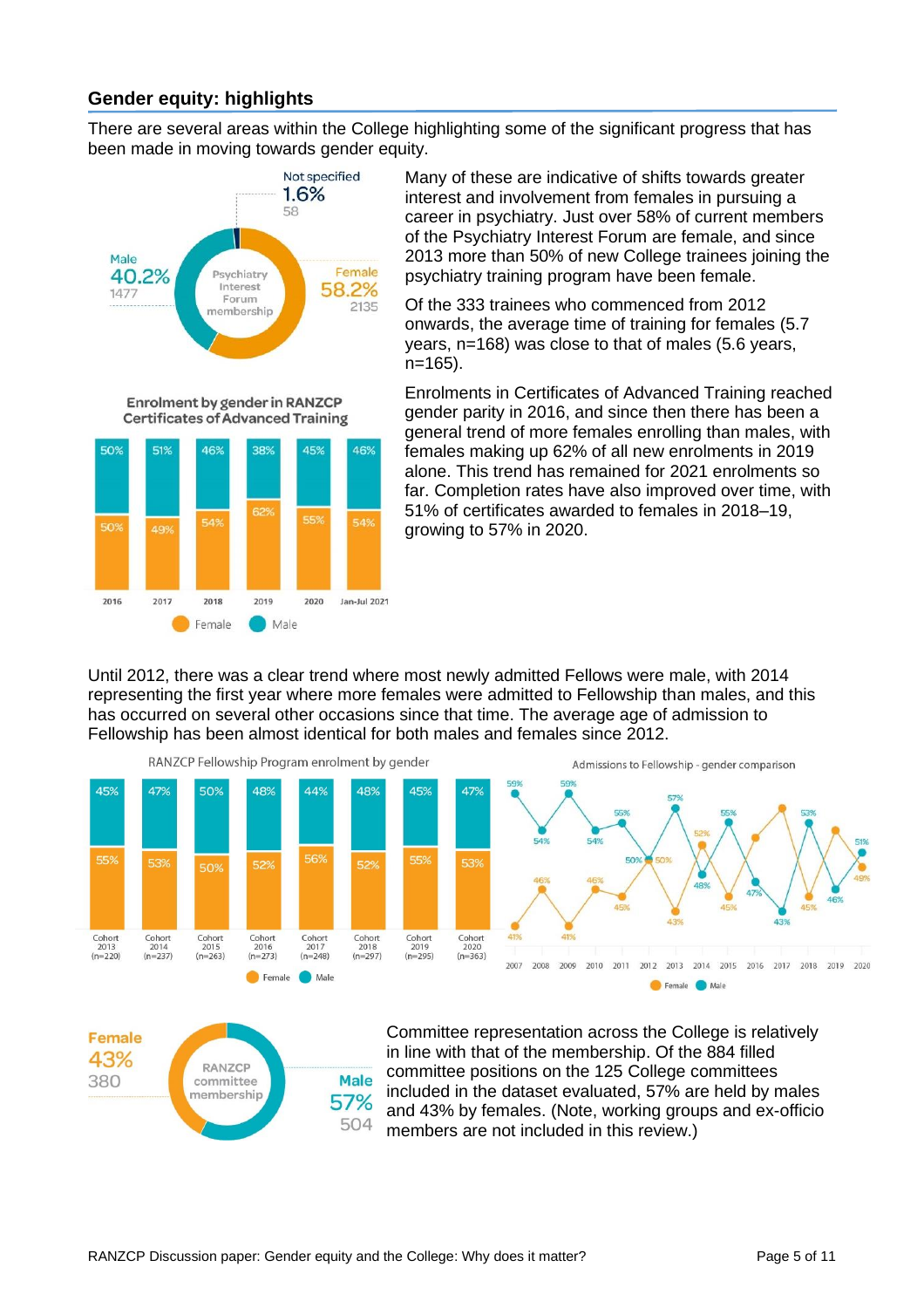## Gender equity: highlights

There are several areas within the College highlighting some of the significant progress that has been made in moving towards gender equity.

Not specified
1.6%
58

Male
40.2%
1477

Psychiatry Interest Forum membership

Female
58.2%
2135

Enrolment by gender in RANZCP Certificates of Advanced Training

50% 51% 46% 38% 45% 46%
50% 49% 54% 62% 55% 54%
2016 2017 2018 2019 2020 Jan-Jul 2021
Female Male

Many of these are indicative of shifts towards greater interest and involvement from females in pursuing a career in psychiatry. Just over 58% of current members of the Psychiatry Interest Forum are female, and since 2013 more than 50% of new College trainees joining the psychiatry training program have been female.

Of the 333 trainees who commenced from 2012 onwards, the average time of training for females (5.7 years, n=168) was close to that of males (5.6 years, n=165).

Enrolments in Certificates of Advanced Training reached gender parity in 2016, and since then there has been a general trend of more females enrolling than males, with females making up 62% of all new enrolments in 2019 alone. This trend has remained for 2021 enrolments so far. Completion rates have also improved over time, with 51% of certificates awarded to females in 2018–19, growing to 57% in 2020.

Until 2012, there was a clear trend where most newly admitted Fellows were male, with 2014 representing the first year where more females were admitted to Fellowship than males, and this has occurred on several other occasions since that time. The average age of admission to Fellowship has been almost identical for both males and females since 2012.

RANZCP Fellowship Program enrolment by gender

45% 47% 50% 48% 44% 48% 45% 47%
55% 53% 50% 52% 56% 52% 55% 53%
Cohort 2013 (n=220) Cohort 2014 (n=237) Cohort 2015 (n=263) Cohort 2016 (n=273) Cohort 2017 (n=248) Cohort 2018 (n=297) Cohort 2019 (n=295) Cohort 2020 (n=363)
Female Male

Admissions to Fellowship - gender comparison

59% 54% 59% 54% 55% 50% 57% 52% 48% 55% 47% 43% 53% 46% 51%
41% 46% 41% 46% 45% 50% 43% 52% 45% 53% 57% 45% 54% 49%
2007 2008 2009 2010 2011 2012 2013 2014 2015 2016 2017 2018 2019 2020
Female Male

Female
43%
380

RANZCP committee membership

Male
57%
504

Committee representation across the College is relatively in line with that of the membership. Of the 884 filled committee positions on the 125 College committees included in the dataset evaluated, 57% are held by males and 43% by females. (Note, working groups and ex-officio members are not included in this review.)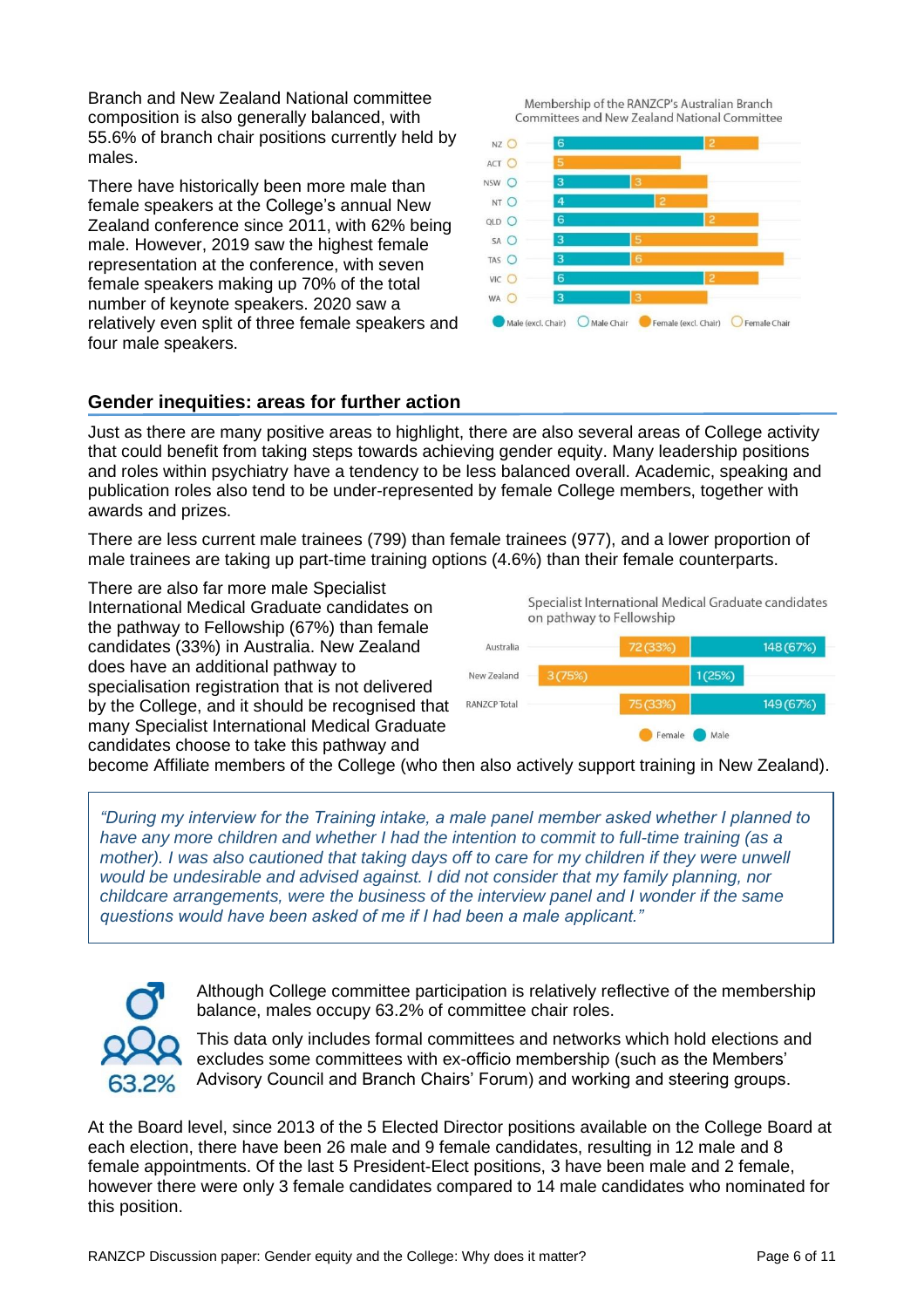Branch and New Zealand National committee composition is also generally balanced, with 55.6% of branch chair positions currently held by males.

There have historically been more male than female speakers at the College's annual New Zealand conference since 2011, with 62% being male. However, 2019 saw the highest female representation at the conference, with seven female speakers making up 70% of the total number of keynote speakers. 2020 saw a relatively even split of three female speakers and four male speakers.

Membership of the RANZCP's Australian Branch Committees and New Zealand National Committee

NZ 6 2
ACT 5
NSW 3 3
NT 4 2
QLD 6 2
SA 3 5
TAS 3 6
VIC 6 2
WA 3 3

Male (excl. Chair) Male Chair Female (excl. Chair) Female Chair

## Gender inequities: areas for further action

Just as there are many positive areas to highlight, there are also several areas of College activity that could benefit from taking steps towards achieving gender equity. Many leadership positions and roles within psychiatry have a tendency to be less balanced overall. Academic, speaking and publication roles also tend to be under-represented by female College members, together with awards and prizes.

There are less current male trainees (799) than female trainees (977), and a lower proportion of male trainees are taking up part-time training options (4.6%) than their female counterparts.

There are also far more male Specialist International Medical Graduate candidates on the pathway to Fellowship (67%) than female candidates (33%) in Australia. New Zealand does have an additional pathway to specialisation registration that is not delivered by the College, and it should be recognised that many Specialist International Medical Graduate candidates choose to take this pathway and become Affiliate members of the College (who then also actively support training in New Zealand).

Specialist International Medical Graduate candidates on pathway to Fellowship

Australia 72 (33%) 148 (67%)
New Zealand 3 (75%) 1 (25%)
RANZCP Total 75 (33%) 149 (67%)

Female Male

> *"During my interview for the Training intake, a male panel member asked whether I planned to have any more children and whether I had the intention to commit to full-time training (as a mother). I was also cautioned that taking days off to care for my children if they were unwell would be undesirable and advised against. I did not consider that my family planning, nor childcare arrangements, were the business of the interview panel and I wonder if the same questions would have been asked of me if I had been a male applicant."*

63.2%

Although College committee participation is relatively reflective of the membership balance, males occupy 63.2% of committee chair roles.

This data only includes formal committees and networks which hold elections and excludes some committees with ex-officio membership (such as the Members' Advisory Council and Branch Chairs' Forum) and working and steering groups.

At the Board level, since 2013 of the 5 Elected Director positions available on the College Board at each election, there have been 26 male and 9 female candidates, resulting in 12 male and 8 female appointments. Of the last 5 President-Elect positions, 3 have been male and 2 female, however there were only 3 female candidates compared to 14 male candidates who nominated for this position.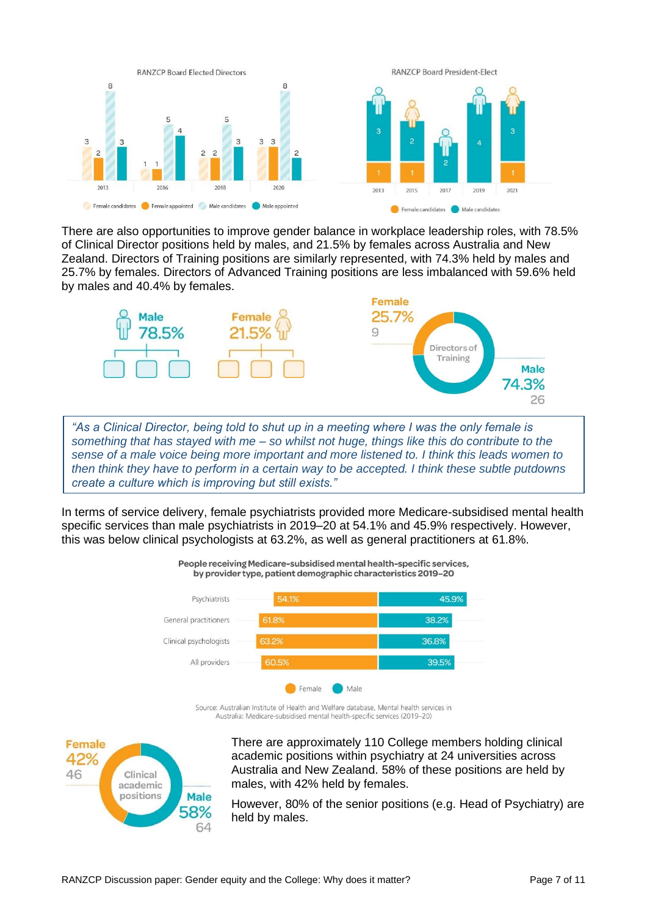RANZCP Board Elected Directors

8
3 2 3
2013
5 4
1 1
2016
5
2 2 3
2018
8
3 3 2
2020

Female candidates Female appointed Male candidates Male appointed

RANZCP Board President-Elect

3
1
2013
2
1
2015
2
2017
4
2019
3
1
2021

Female candidates Male candidates

There are also opportunities to improve gender balance in workplace leadership roles, with 78.5% of Clinical Director positions held by males, and 21.5% by females across Australia and New Zealand. Directors of Training positions are similarly represented, with 74.3% held by males and 25.7% by females. Directors of Advanced Training positions are less imbalanced with 59.6% held by males and 40.4% by females.

Male
78.5%

Female
21.5%

Female
25.7%
9

Directors of Training

Male
74.3%
26

> *"As a Clinical Director, being told to shut up in a meeting where I was the only female is something that has stayed with me – so whilst not huge, things like this do contribute to the sense of a male voice being more important and more listened to. I think this leads women to then think they have to perform in a certain way to be accepted. I think these subtle putdowns create a culture which is improving but still exists."*

In terms of service delivery, female psychiatrists provided more Medicare-subsidised mental health specific services than male psychiatrists in 2019–20 at 54.1% and 45.9% respectively. However, this was below clinical psychologists at 63.2%, as well as general practitioners at 61.8%.

**People receiving Medicare-subsidised mental health-specific services, by provider type, patient demographic characteristics 2019–20**

Psychiatrists 54.1% 45.9%
General practitioners 61.8% 38.2%
Clinical psychologists 63.2% 36.8%
All providers 60.5% 39.5%

Female Male

Source: Australian Institute of Health and Welfare database, Mental health services in Australia: Medicare-subsidised mental health-specific services (2019–20)

Female
42%
46

Clinical academic positions

Male
58%
64

There are approximately 110 College members holding clinical academic positions within psychiatry at 24 universities across Australia and New Zealand. 58% of these positions are held by males, with 42% held by females.

However, 80% of the senior positions (e.g. Head of Psychiatry) are held by males.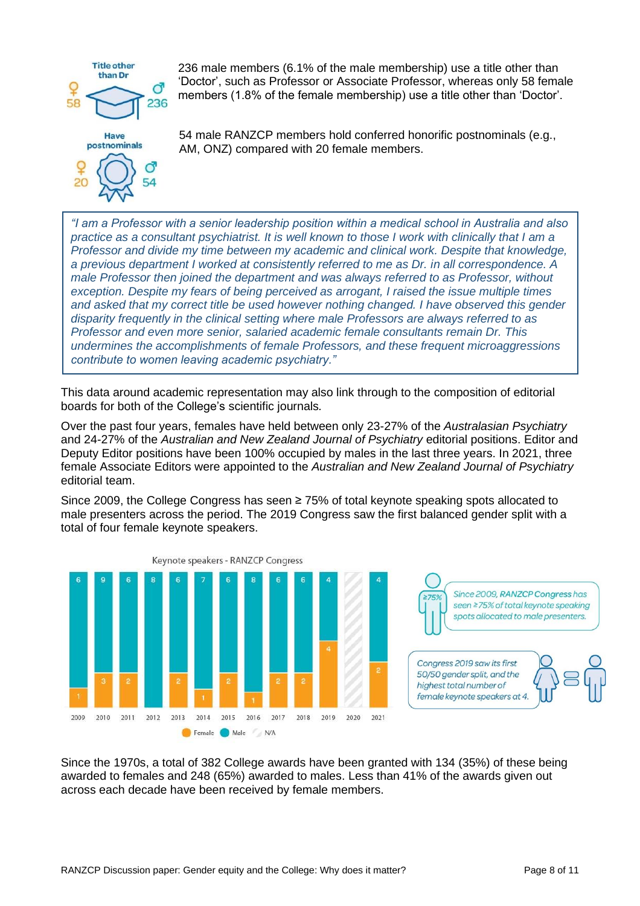Title other than Dr

♀ 58 ♂ 236

236 male members (6.1% of the male membership) use a title other than ‘Doctor’, such as Professor or Associate Professor, whereas only 58 female members (1.8% of the female membership) use a title other than ‘Doctor’.

Have postnominals

♀ 20 ♂ 54

54 male RANZCP members hold conferred honorific postnominals (e.g., AM, ONZ) compared with 20 female members.

> *“I am a Professor with a senior leadership position within a medical school in Australia and also practice as a consultant psychiatrist. It is well known to those I work with clinically that I am a Professor and divide my time between my academic and clinical work. Despite that knowledge, a previous department I worked at consistently referred to me as Dr. in all correspondence. A male Professor then joined the department and was always referred to as Professor, without exception. Despite my fears of being perceived as arrogant, I raised the issue multiple times and asked that my correct title be used however nothing changed. I have observed this gender disparity frequently in the clinical setting where male Professors are always referred to as Professor and even more senior, salaried academic female consultants remain Dr. This undermines the accomplishments of female Professors, and these frequent microaggressions contribute to women leaving academic psychiatry.”*

This data around academic representation may also link through to the composition of editorial boards for both of the College’s scientific journals.

Over the past four years, females have held between only 23-27% of the *Australasian Psychiatry* and 24-27% of the *Australian and New Zealand Journal of Psychiatry* editorial positions. Editor and Deputy Editor positions have been 100% occupied by males in the last three years. In 2021, three female Associate Editors were appointed to the *Australian and New Zealand Journal of Psychiatry* editorial team.

Since 2009, the College Congress has seen ≥ 75% of total keynote speaking spots allocated to male presenters across the period. The 2019 Congress saw the first balanced gender split with a total of four female keynote speakers.

Keynote speakers - RANZCP Congress

6 9 6 8 6 7 6 8 6 6 4 4

1 3 2 2 1 2 1 2 2 4 2

2009 2010 2011 2012 2013 2014 2015 2016 2017 2018 2019 2020 2021

Female Male N/A

≥75% Since 2009, RANZCP Congress has seen ≥75% of total keynote speaking spots allocated to male presenters.

Congress 2019 saw its first 50/50 gender split, and the highest total number of female keynote speakers at 4.

Since the 1970s, a total of 382 College awards have been granted with 134 (35%) of these being awarded to females and 248 (65%) awarded to males. Less than 41% of the awards given out across each decade have been received by female members.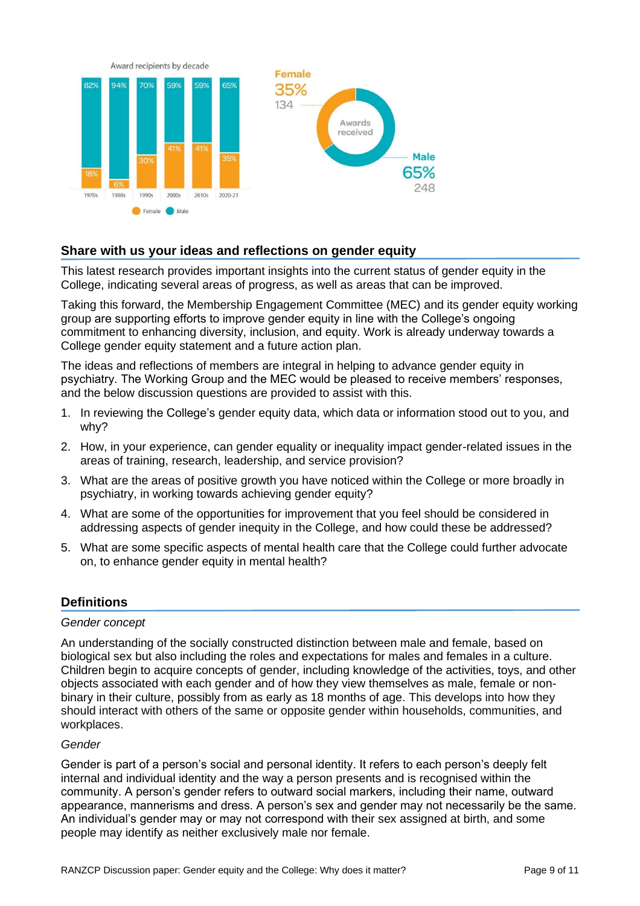Award recipients by decade

82% 94% 70% 59% 59% 65%

18% 6% 30% 41% 41% 35%

1970s 1980s 1990s 2000s 2010s 2020-21

Female Male

Female
35%
134

Awards received

Male
65%
248

## Share with us your ideas and reflections on gender equity

This latest research provides important insights into the current status of gender equity in the College, indicating several areas of progress, as well as areas that can be improved.

Taking this forward, the Membership Engagement Committee (MEC) and its gender equity working group are supporting efforts to improve gender equity in line with the College's ongoing commitment to enhancing diversity, inclusion, and equity. Work is already underway towards a College gender equity statement and a future action plan.

The ideas and reflections of members are integral in helping to advance gender equity in psychiatry. The Working Group and the MEC would be pleased to receive members' responses, and the below discussion questions are provided to assist with this.

1. In reviewing the College's gender equity data, which data or information stood out to you, and why?
2. How, in your experience, can gender equality or inequality impact gender-related issues in the areas of training, research, leadership, and service provision?
3. What are the areas of positive growth you have noticed within the College or more broadly in psychiatry, in working towards achieving gender equity?
4. What are some of the opportunities for improvement that you feel should be considered in addressing aspects of gender inequity in the College, and how could these be addressed?
5. What are some specific aspects of mental health care that the College could further advocate on, to enhance gender equity in mental health?

## Definitions

*Gender concept*

An understanding of the socially constructed distinction between male and female, based on biological sex but also including the roles and expectations for males and females in a culture. Children begin to acquire concepts of gender, including knowledge of the activities, toys, and other objects associated with each gender and of how they view themselves as male, female or non-binary in their culture, possibly from as early as 18 months of age. This develops into how they should interact with others of the same or opposite gender within households, communities, and workplaces.

*Gender*

Gender is part of a person's social and personal identity. It refers to each person's deeply felt internal and individual identity and the way a person presents and is recognised within the community. A person's gender refers to outward social markers, including their name, outward appearance, mannerisms and dress. A person's sex and gender may not necessarily be the same. An individual's gender may or may not correspond with their sex assigned at birth, and some people may identify as neither exclusively male nor female.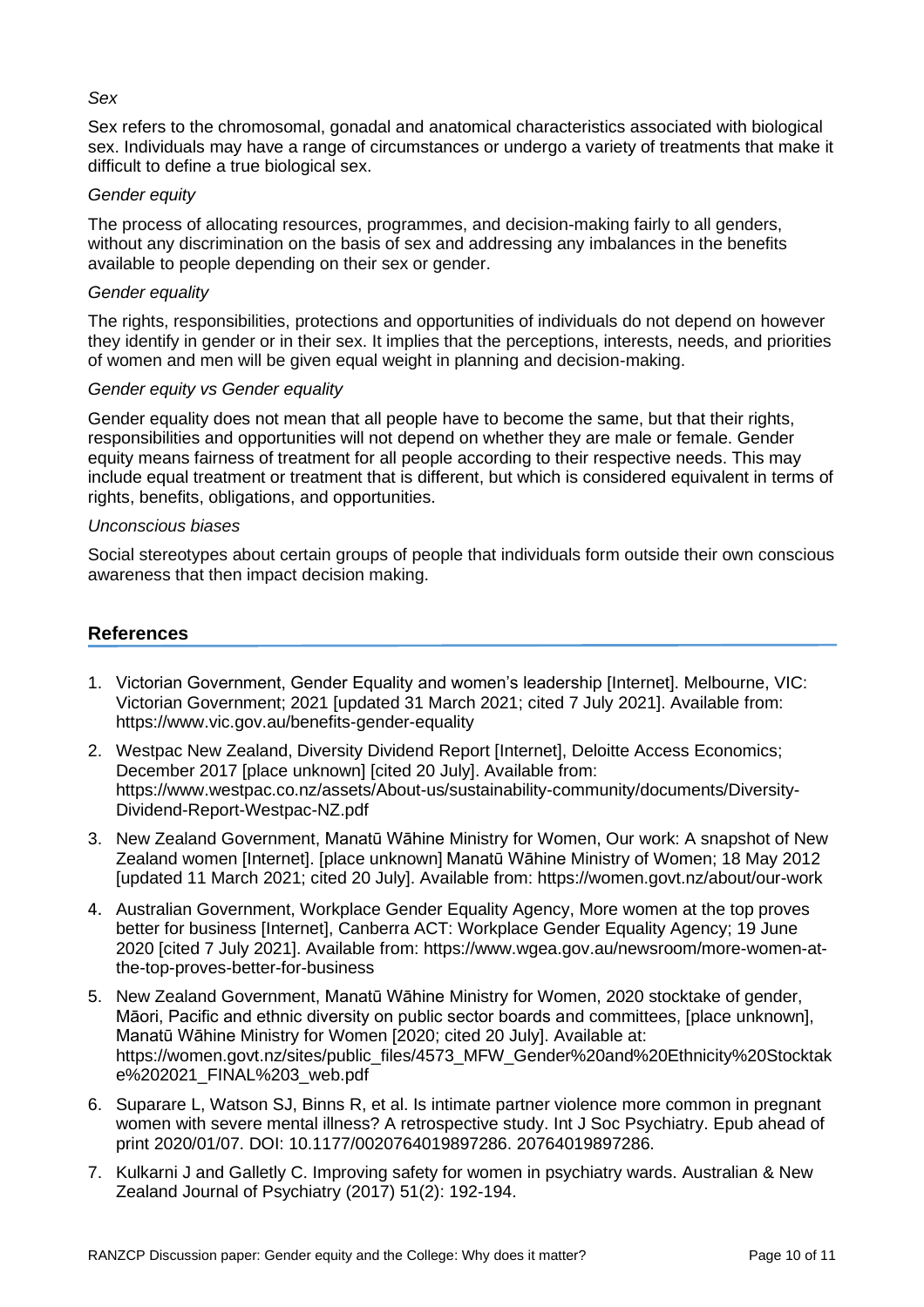*Sex*

Sex refers to the chromosomal, gonadal and anatomical characteristics associated with biological sex. Individuals may have a range of circumstances or undergo a variety of treatments that make it difficult to define a true biological sex.

*Gender equity*

The process of allocating resources, programmes, and decision-making fairly to all genders, without any discrimination on the basis of sex and addressing any imbalances in the benefits available to people depending on their sex or gender.

*Gender equality*

The rights, responsibilities, protections and opportunities of individuals do not depend on however they identify in gender or in their sex. It implies that the perceptions, interests, needs, and priorities of women and men will be given equal weight in planning and decision-making.

*Gender equity vs Gender equality*

Gender equality does not mean that all people have to become the same, but that their rights, responsibilities and opportunities will not depend on whether they are male or female. Gender equity means fairness of treatment for all people according to their respective needs. This may include equal treatment or treatment that is different, but which is considered equivalent in terms of rights, benefits, obligations, and opportunities.

*Unconscious biases*

Social stereotypes about certain groups of people that individuals form outside their own conscious awareness that then impact decision making.

## References

1. Victorian Government, Gender Equality and women's leadership [Internet]. Melbourne, VIC: Victorian Government; 2021 [updated 31 March 2021; cited 7 July 2021]. Available from: https://www.vic.gov.au/benefits-gender-equality
2. Westpac New Zealand, Diversity Dividend Report [Internet], Deloitte Access Economics; December 2017 [place unknown] [cited 20 July]. Available from: https://www.westpac.co.nz/assets/About-us/sustainability-community/documents/Diversity-Dividend-Report-Westpac-NZ.pdf
3. New Zealand Government, Manatū Wāhine Ministry for Women, Our work: A snapshot of New Zealand women [Internet]. [place unknown] Manatū Wāhine Ministry of Women; 18 May 2012 [updated 11 March 2021; cited 20 July]. Available from: https://women.govt.nz/about/our-work
4. Australian Government, Workplace Gender Equality Agency, More women at the top proves better for business [Internet], Canberra ACT: Workplace Gender Equality Agency; 19 June 2020 [cited 7 July 2021]. Available from: https://www.wgea.gov.au/newsroom/more-women-at-the-top-proves-better-for-business
5. New Zealand Government, Manatū Wāhine Ministry for Women, 2020 stocktake of gender, Māori, Pacific and ethnic diversity on public sector boards and committees, [place unknown], Manatū Wāhine Ministry for Women [2020; cited 20 July]. Available at: https://women.govt.nz/sites/public_files/4573_MFW_Gender%20and%20Ethnicity%20Stocktake%202021_FINAL%203_web.pdf
6. Suparare L, Watson SJ, Binns R, et al. Is intimate partner violence more common in pregnant women with severe mental illness? A retrospective study. Int J Soc Psychiatry. Epub ahead of print 2020/01/07. DOI: 10.1177/0020764019897286. 20764019897286.
7. Kulkarni J and Galletly C. Improving safety for women in psychiatry wards. Australian & New Zealand Journal of Psychiatry (2017) 51(2): 192-194.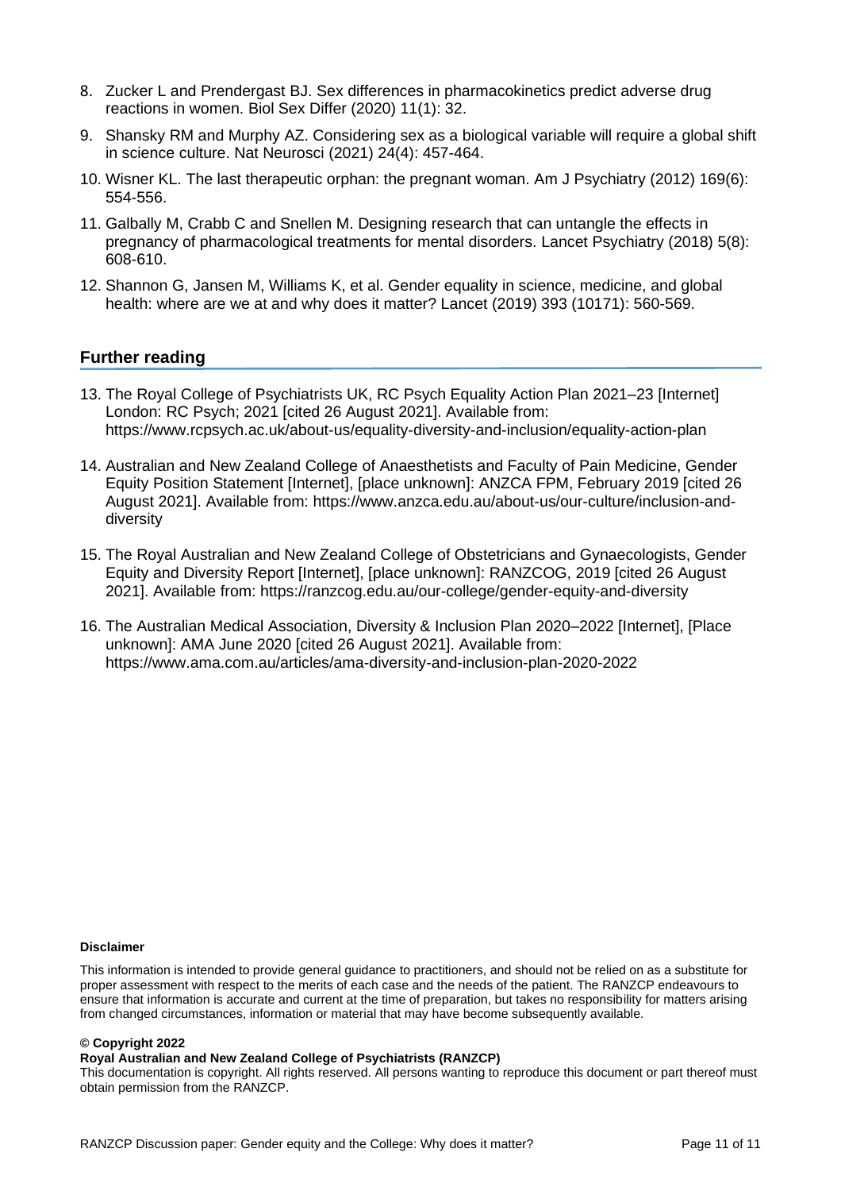8. Zucker L and Prendergast BJ. Sex differences in pharmacokinetics predict adverse drug reactions in women. Biol Sex Differ (2020) 11(1): 32.
9. Shansky RM and Murphy AZ. Considering sex as a biological variable will require a global shift in science culture. Nat Neurosci (2021) 24(4): 457-464.
10. Wisner KL. The last therapeutic orphan: the pregnant woman. Am J Psychiatry (2012) 169(6): 554-556.
11. Galbally M, Crabb C and Snellen M. Designing research that can untangle the effects in pregnancy of pharmacological treatments for mental disorders. Lancet Psychiatry (2018) 5(8): 608-610.
12. Shannon G, Jansen M, Williams K, et al. Gender equality in science, medicine, and global health: where are we at and why does it matter? Lancet (2019) 393 (10171): 560-569.

## Further reading

13. The Royal College of Psychiatrists UK, RC Psych Equality Action Plan 2021–23 [Internet] London: RC Psych; 2021 [cited 26 August 2021]. Available from: https://www.rcpsych.ac.uk/about-us/equality-diversity-and-inclusion/equality-action-plan
14. Australian and New Zealand College of Anaesthetists and Faculty of Pain Medicine, Gender Equity Position Statement [Internet], [place unknown]: ANZCA FPM, February 2019 [cited 26 August 2021]. Available from: https://www.anzca.edu.au/about-us/our-culture/inclusion-and-diversity
15. The Royal Australian and New Zealand College of Obstetricians and Gynaecologists, Gender Equity and Diversity Report [Internet], [place unknown]: RANZCOG, 2019 [cited 26 August 2021]. Available from: https://ranzcog.edu.au/our-college/gender-equity-and-diversity
16. The Australian Medical Association, Diversity & Inclusion Plan 2020–2022 [Internet], [Place unknown]: AMA June 2020 [cited 26 August 2021]. Available from: https://www.ama.com.au/articles/ama-diversity-and-inclusion-plan-2020-2022

**Disclaimer**

This information is intended to provide general guidance to practitioners, and should not be relied on as a substitute for proper assessment with respect to the merits of each case and the needs of the patient. The RANZCP endeavours to ensure that information is accurate and current at the time of preparation, but takes no responsibility for matters arising from changed circumstances, information or material that may have become subsequently available.

**© Copyright 2022**
**Royal Australian and New Zealand College of Psychiatrists (RANZCP)**
This documentation is copyright. All rights reserved. All persons wanting to reproduce this document or part thereof must obtain permission from the RANZCP.